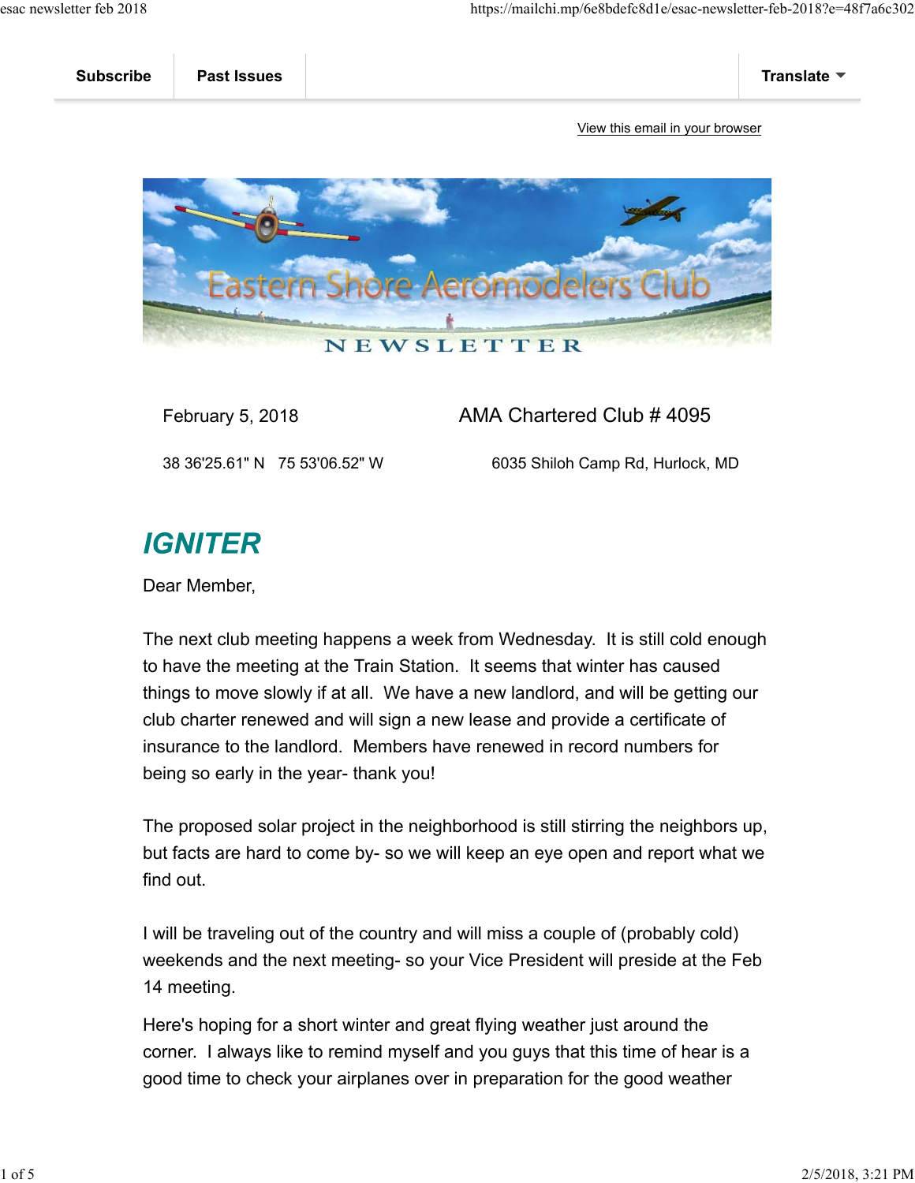Subscribe | Past Issues | Translate

View this email in your browser

Eastern Shore Aeromodelers Club

NEWSLETTER

February 5, 2018 — AMA Chartered Club # 4095

38 36'25.61" N 75 53'06.52" W — 6035 Shiloh Camp Rd, Hurlock, MD

## *IGNITER*

Dear Member,

The next club meeting happens a week from Wednesday. It is still cold enough to have the meeting at the Train Station. It seems that winter has caused things to move slowly if at all. We have a new landlord, and will be getting our club charter renewed and will sign a new lease and provide a certificate of insurance to the landlord. Members have renewed in record numbers for being so early in the year- thank you!

The proposed solar project in the neighborhood is still stirring the neighbors up, but facts are hard to come by- so we will keep an eye open and report what we find out.

I will be traveling out of the country and will miss a couple of (probably cold) weekends and the next meeting- so your Vice President will preside at the Feb 14 meeting.

Here's hoping for a short winter and great flying weather just around the corner. I always like to remind myself and you guys that this time of hear is a good time to check your airplanes over in preparation for the good weather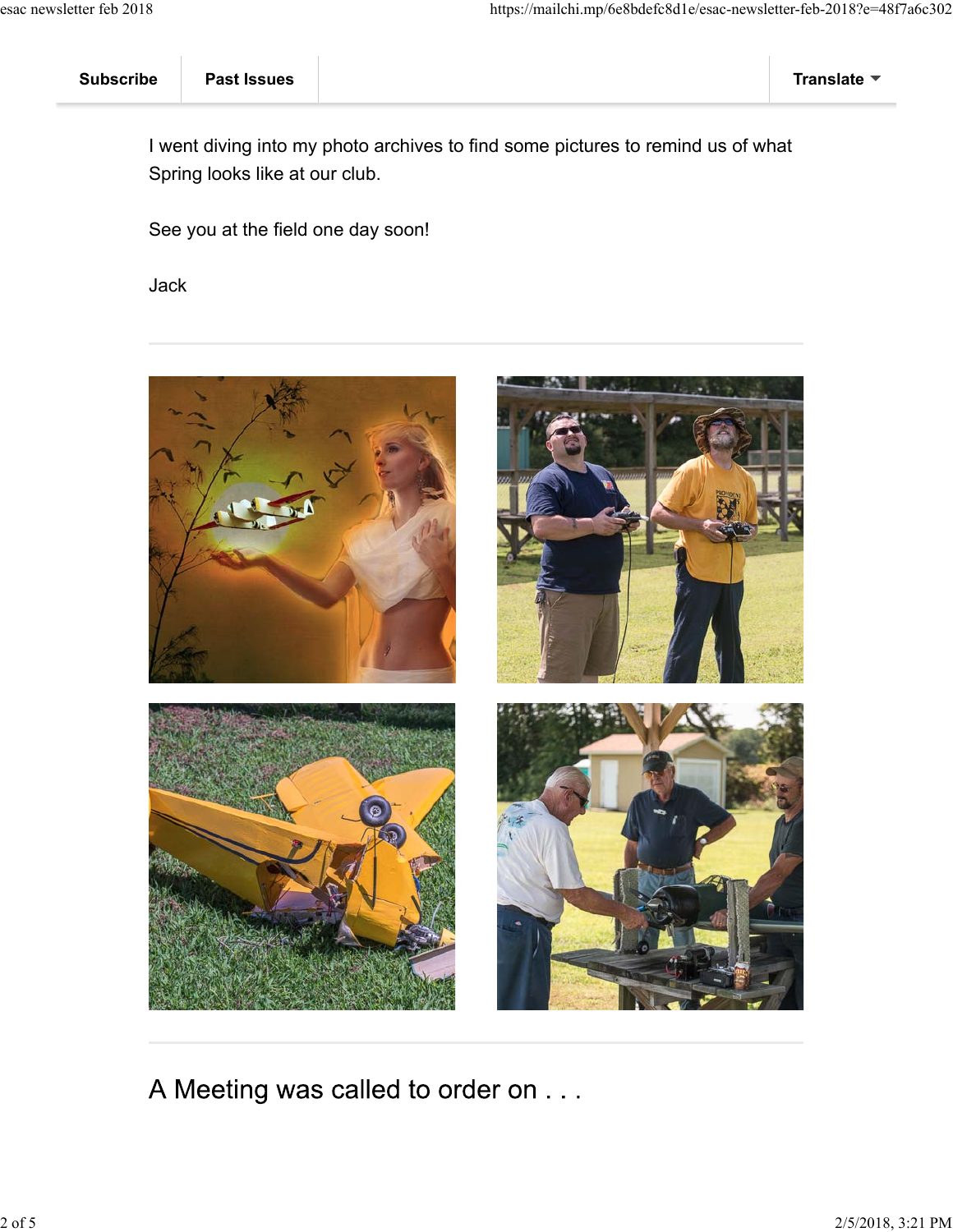Subscribe | Past Issues | Translate

I went diving into my photo archives to find some pictures to remind us of what Spring looks like at our club.

See you at the field one day soon!

Jack

---

## A Meeting was called to order on . . .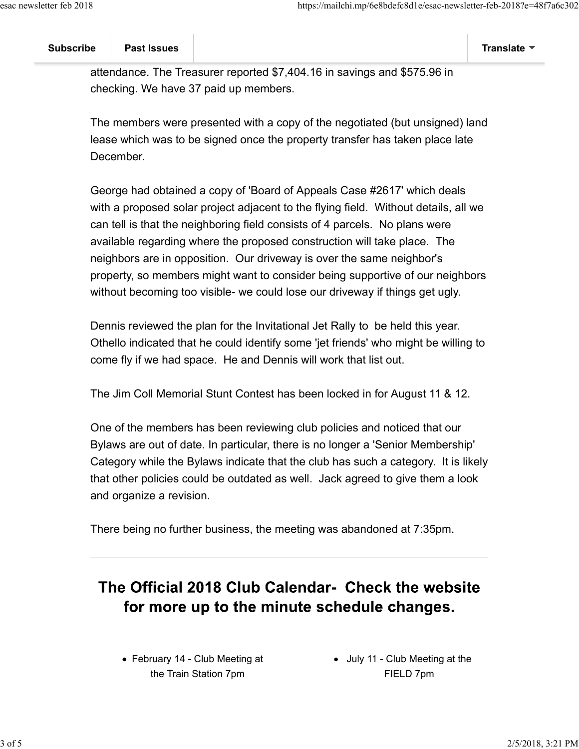attendance. The Treasurer reported $7,404.16 in savings and $575.96 in checking. We have 37 paid up members.

The members were presented with a copy of the negotiated (but unsigned) land lease which was to be signed once the property transfer has taken place late December.

George had obtained a copy of 'Board of Appeals Case #2617' which deals with a proposed solar project adjacent to the flying field. Without details, all we can tell is that the neighboring field consists of 4 parcels. No plans were available regarding where the proposed construction will take place. The neighbors are in opposition. Our driveway is over the same neighbor's property, so members might want to consider being supportive of our neighbors without becoming too visible- we could lose our driveway if things get ugly.

Dennis reviewed the plan for the Invitational Jet Rally to be held this year. Othello indicated that he could identify some 'jet friends' who might be willing to come fly if we had space. He and Dennis will work that list out.

The Jim Coll Memorial Stunt Contest has been locked in for August 11 & 12.

One of the members has been reviewing club policies and noticed that our Bylaws are out of date. In particular, there is no longer a 'Senior Membership' Category while the Bylaws indicate that the club has such a category. It is likely that other policies could be outdated as well. Jack agreed to give them a look and organize a revision.

There being no further business, the meeting was abandoned at 7:35pm.

---

## The Official 2018 Club Calendar- Check the website for more up to the minute schedule changes.

- February 14 - Club Meeting at the Train Station 7pm
- July 11 - Club Meeting at the FIELD 7pm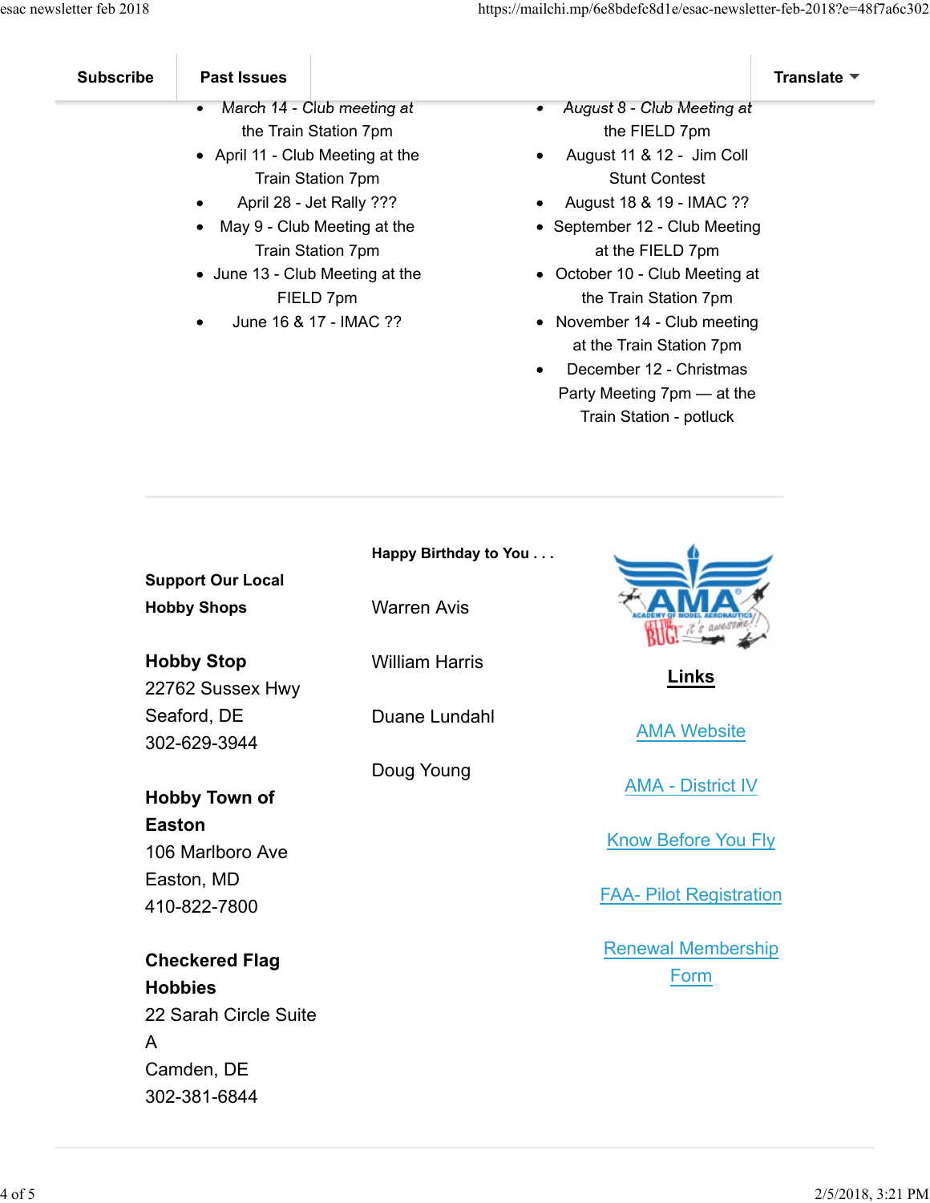Subscribe | Past Issues | Translate

- *March 14 - Club meeting at the Train Station 7pm*
- April 11 - Club Meeting at the Train Station 7pm
- April 28 - Jet Rally ???
- May 9 - Club Meeting at the Train Station 7pm
- June 13 - Club Meeting at the FIELD 7pm
- June 16 & 17 - IMAC ??
- *August 8 - Club Meeting at the FIELD 7pm*
- August 11 & 12 - Jim Coll Stunt Contest
- August 18 & 19 - IMAC ??
- September 12 - Club Meeting at the FIELD 7pm
- October 10 - Club Meeting at the Train Station 7pm
- November 14 - Club meeting at the Train Station 7pm
- December 12 - Christmas Party Meeting 7pm — at the Train Station - potluck

---

**Support Our Local Hobby Shops**

**Hobby Stop**
22762 Sussex Hwy
Seaford, DE
302-629-3944

**Hobby Town of Easton**
106 Marlboro Ave
Easton, MD
410-822-7800

**Checkered Flag Hobbies**
22 Sarah Circle Suite A
Camden, DE
302-381-6844

**Happy Birthday to You . . .**

Warren Avis

William Harris

Duane Lundahl

Doug Young

**Links**

[AMA Website]

[AMA - District IV]

[Know Before You Fly]

[FAA- Pilot Registration]

[Renewal Membership Form]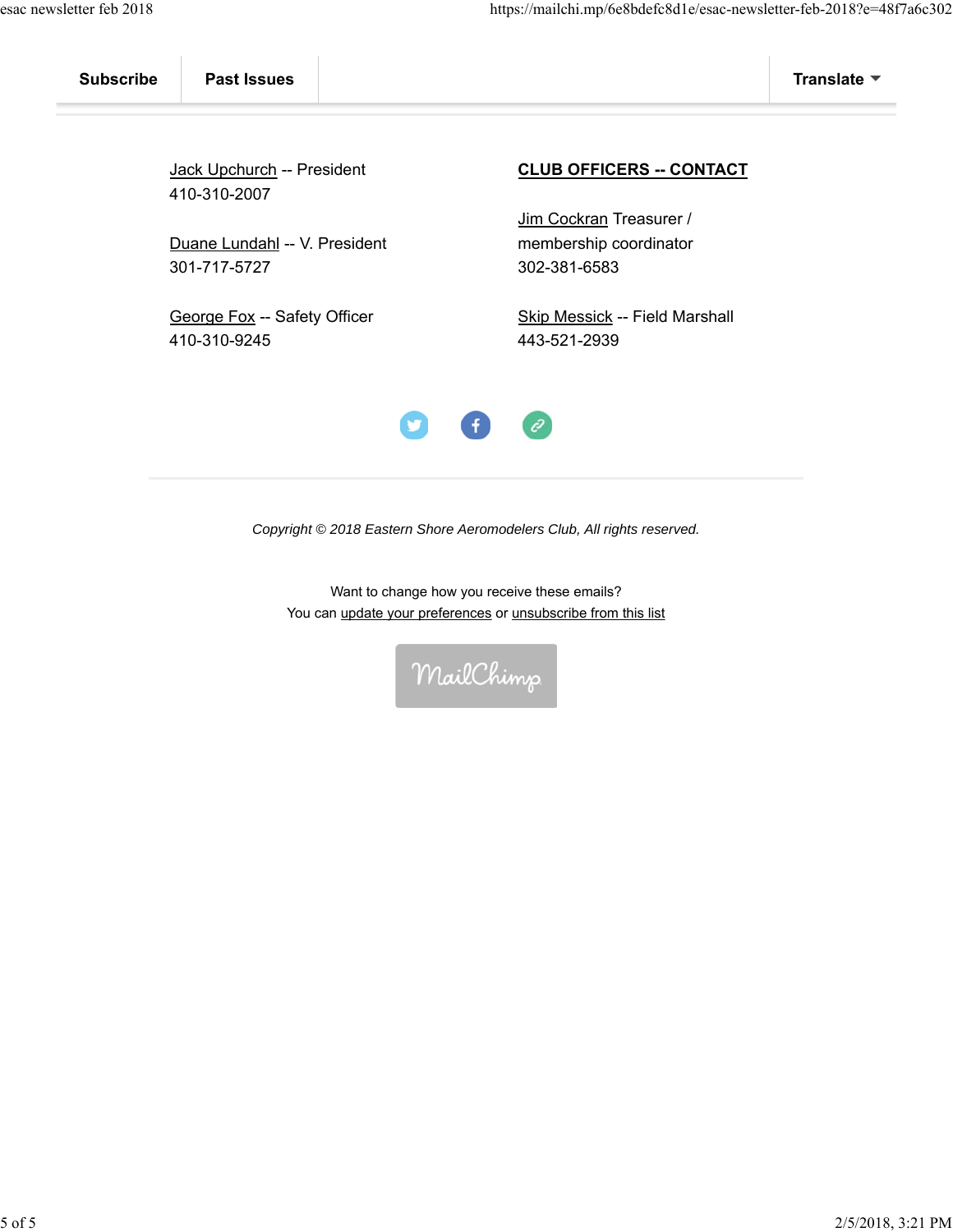Subscribe | Past Issues | Translate

**CLUB OFFICERS -- CONTACT**

Jack Upchurch -- President
410-310-2007

Duane Lundahl -- V. President
301-717-5727

George Fox -- Safety Officer
410-310-9245

Jim Cockran Treasurer / membership coordinator
302-381-6583

Skip Messick -- Field Marshall
443-521-2939

*Copyright © 2018 Eastern Shore Aeromodelers Club, All rights reserved.*

Want to change how you receive these emails?
You can update your preferences or unsubscribe from this list

MailChimp